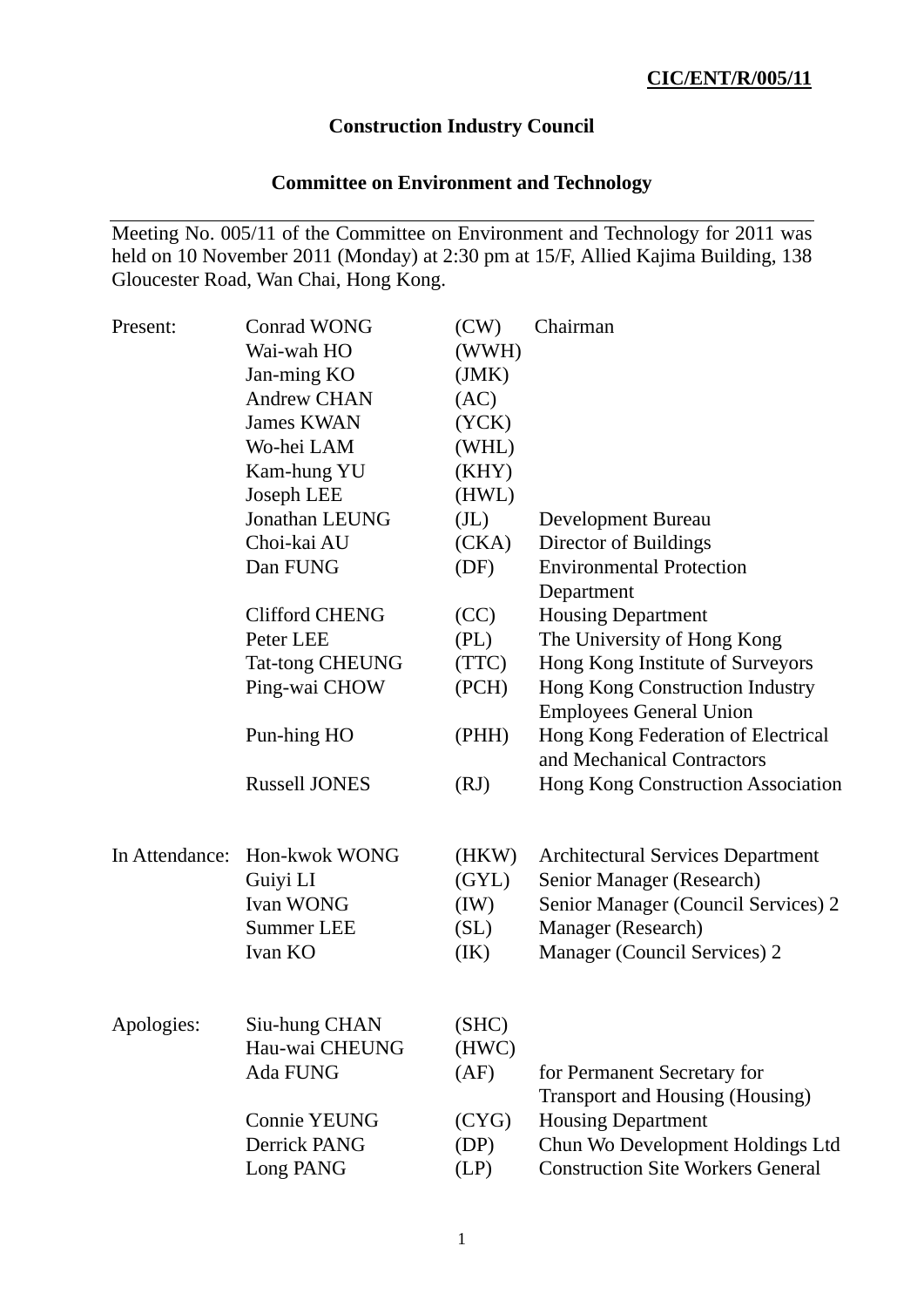**CIC/ENT/R/005/11**

# Construction Industry Council

## Committee on Environment and Technology

---

Meeting No. 005/11 of the Committee on Environment and Technology for 2011 was held on 10 November 2011 (Monday) at 2:30 pm at 15/F, Allied Kajima Building, 138 Gloucester Road, Wan Chai, Hong Kong.

| | | | |
|---|---|---|---|
| Present: | Conrad WONG | (CW) | Chairman |
| | Wai-wah HO | (WWH) | |
| | Jan-ming KO | (JMK) | |
| | Andrew CHAN | (AC) | |
| | James KWAN | (YCK) | |
| | Wo-hei LAM | (WHL) | |
| | Kam-hung YU | (KHY) | |
| | Joseph LEE | (HWL) | |
| | Jonathan LEUNG | (JL) | Development Bureau |
| | Choi-kai AU | (CKA) | Director of Buildings |
| | Dan FUNG | (DF) | Environmental Protection Department |
| | Clifford CHENG | (CC) | Housing Department |
| | Peter LEE | (PL) | The University of Hong Kong |
| | Tat-tong CHEUNG | (TTC) | Hong Kong Institute of Surveyors |
| | Ping-wai CHOW | (PCH) | Hong Kong Construction Industry Employees General Union |
| | Pun-hing HO | (PHH) | Hong Kong Federation of Electrical and Mechanical Contractors |
| | Russell JONES | (RJ) | Hong Kong Construction Association |
| In Attendance: | Hon-kwok WONG | (HKW) | Architectural Services Department |
| | Guiyi LI | (GYL) | Senior Manager (Research) |
| | Ivan WONG | (IW) | Senior Manager (Council Services) 2 |
| | Summer LEE | (SL) | Manager (Research) |
| | Ivan KO | (IK) | Manager (Council Services) 2 |
| Apologies: | Siu-hung CHAN | (SHC) | |
| | Hau-wai CHEUNG | (HWC) | |
| | Ada FUNG | (AF) | for Permanent Secretary for Transport and Housing (Housing) |
| | Connie YEUNG | (CYG) | Housing Department |
| | Derrick PANG | (DP) | Chun Wo Development Holdings Ltd |
| | Long PANG | (LP) | Construction Site Workers General |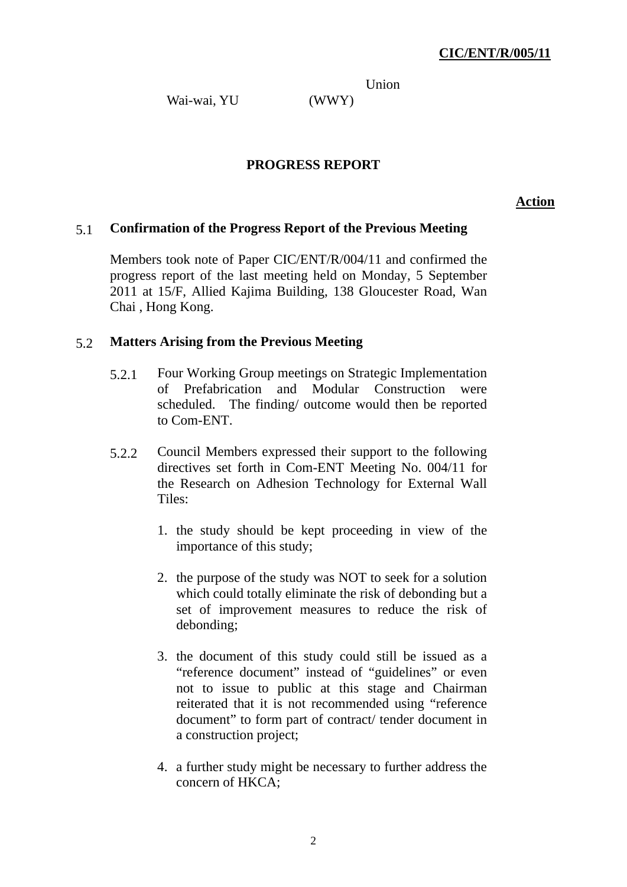Union

Wai-wai, YU (WWY)

## PROGRESS REPORT

**Action**

### 5.1 Confirmation of the Progress Report of the Previous Meeting

Members took note of Paper CIC/ENT/R/004/11 and confirmed the progress report of the last meeting held on Monday, 5 September 2011 at 15/F, Allied Kajima Building, 138 Gloucester Road, Wan Chai , Hong Kong.

### 5.2 Matters Arising from the Previous Meeting

5.2.1 Four Working Group meetings on Strategic Implementation of Prefabrication and Modular Construction were scheduled. The finding/ outcome would then be reported to Com-ENT.

5.2.2 Council Members expressed their support to the following directives set forth in Com-ENT Meeting No. 004/11 for the Research on Adhesion Technology for External Wall Tiles:

1. the study should be kept proceeding in view of the importance of this study;

2. the purpose of the study was NOT to seek for a solution which could totally eliminate the risk of debonding but a set of improvement measures to reduce the risk of debonding;

3. the document of this study could still be issued as a "reference document" instead of "guidelines" or even not to issue to public at this stage and Chairman reiterated that it is not recommended using "reference document" to form part of contract/ tender document in a construction project;

4. a further study might be necessary to further address the concern of HKCA;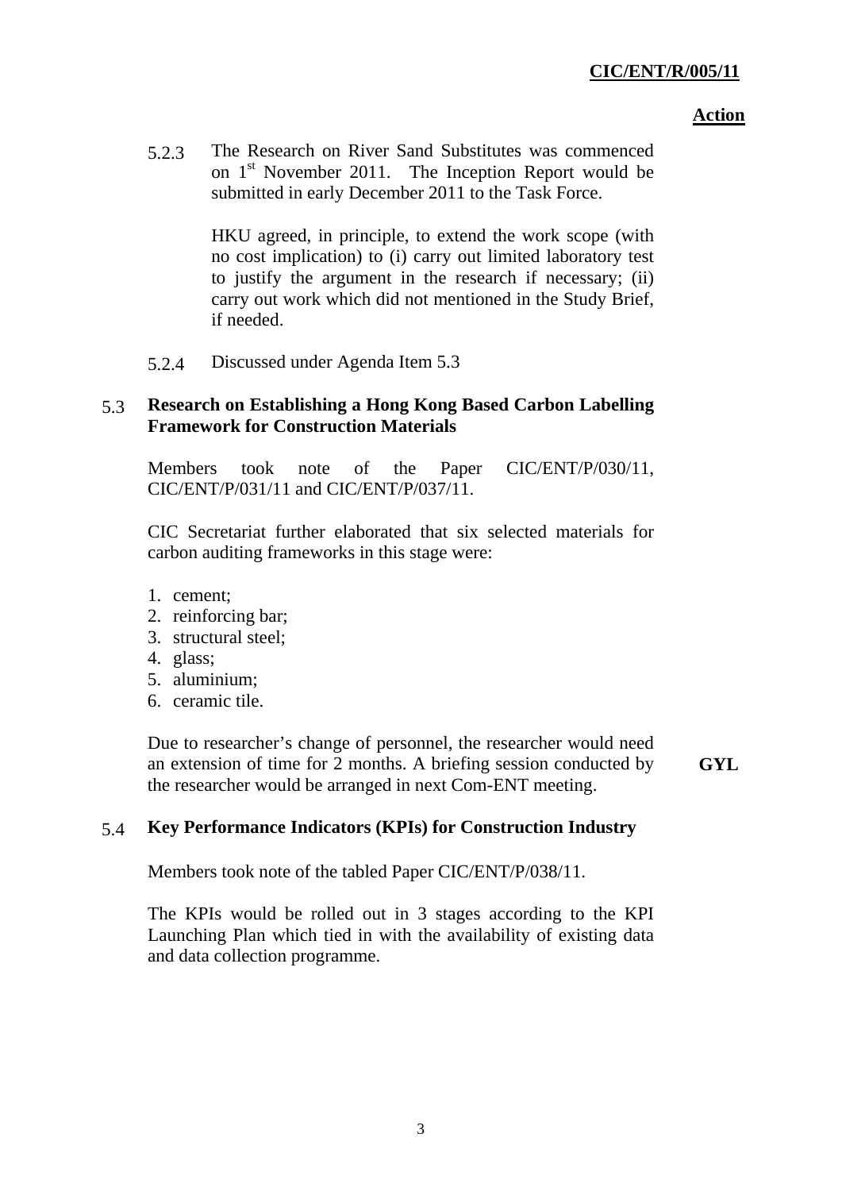**Action**

5.2.3 The Research on River Sand Substitutes was commenced on 1st November 2011. The Inception Report would be submitted in early December 2011 to the Task Force.

HKU agreed, in principle, to extend the work scope (with no cost implication) to (i) carry out limited laboratory test to justify the argument in the research if necessary; (ii) carry out work which did not mentioned in the Study Brief, if needed.

5.2.4 Discussed under Agenda Item 5.3

5.3 **Research on Establishing a Hong Kong Based Carbon Labelling Framework for Construction Materials**

Members took note of the Paper CIC/ENT/P/030/11, CIC/ENT/P/031/11 and CIC/ENT/P/037/11.

CIC Secretariat further elaborated that six selected materials for carbon auditing frameworks in this stage were:

1. cement;
2. reinforcing bar;
3. structural steel;
4. glass;
5. aluminium;
6. ceramic tile.

Due to researcher's change of personnel, the researcher would need an extension of time for 2 months. A briefing session conducted by the researcher would be arranged in next Com-ENT meeting. **GYL**

5.4 **Key Performance Indicators (KPIs) for Construction Industry**

Members took note of the tabled Paper CIC/ENT/P/038/11.

The KPIs would be rolled out in 3 stages according to the KPI Launching Plan which tied in with the availability of existing data and data collection programme.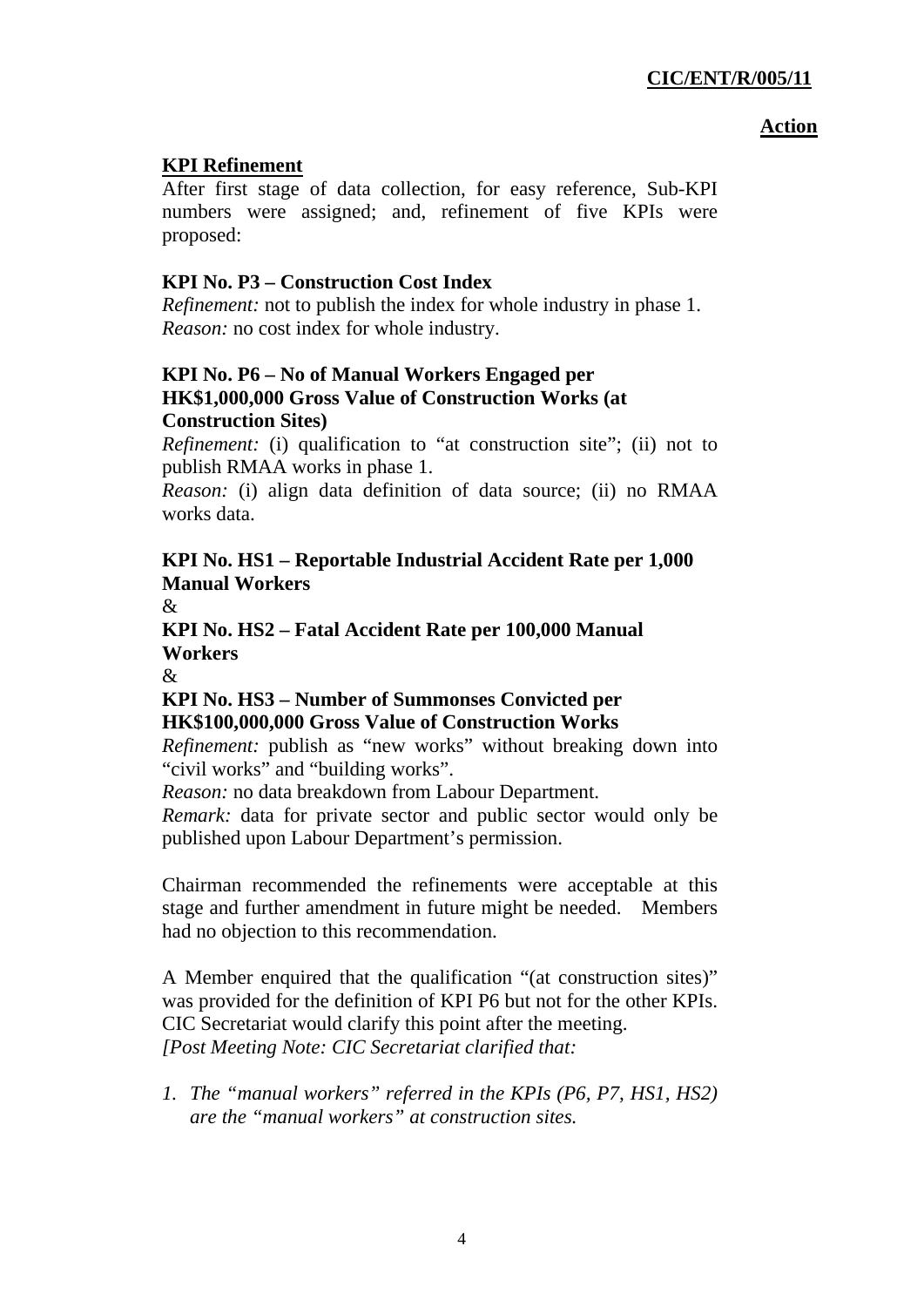**Action**

**KPI Refinement**

After first stage of data collection, for easy reference, Sub-KPI numbers were assigned; and, refinement of five KPIs were proposed:

**KPI No. P3 – Construction Cost Index**

*Refinement:* not to publish the index for whole industry in phase 1.
*Reason:* no cost index for whole industry.

**KPI No. P6 – No of Manual Workers Engaged per HK$1,000,000 Gross Value of Construction Works (at Construction Sites)**

*Refinement:* (i) qualification to "at construction site"; (ii) not to publish RMAA works in phase 1.
*Reason:* (i) align data definition of data source; (ii) no RMAA works data.

**KPI No. HS1 – Reportable Industrial Accident Rate per 1,000 Manual Workers**
&
**KPI No. HS2 – Fatal Accident Rate per 100,000 Manual Workers**
&
**KPI No. HS3 – Number of Summonses Convicted per HK$100,000,000 Gross Value of Construction Works**

*Refinement:* publish as "new works" without breaking down into "civil works" and "building works".
*Reason:* no data breakdown from Labour Department.
*Remark:* data for private sector and public sector would only be published upon Labour Department's permission.

Chairman recommended the refinements were acceptable at this stage and further amendment in future might be needed. Members had no objection to this recommendation.

A Member enquired that the qualification "(at construction sites)" was provided for the definition of KPI P6 but not for the other KPIs. CIC Secretariat would clarify this point after the meeting.
*[Post Meeting Note: CIC Secretariat clarified that:*

1. *The "manual workers" referred in the KPIs (P6, P7, HS1, HS2) are the "manual workers" at construction sites.*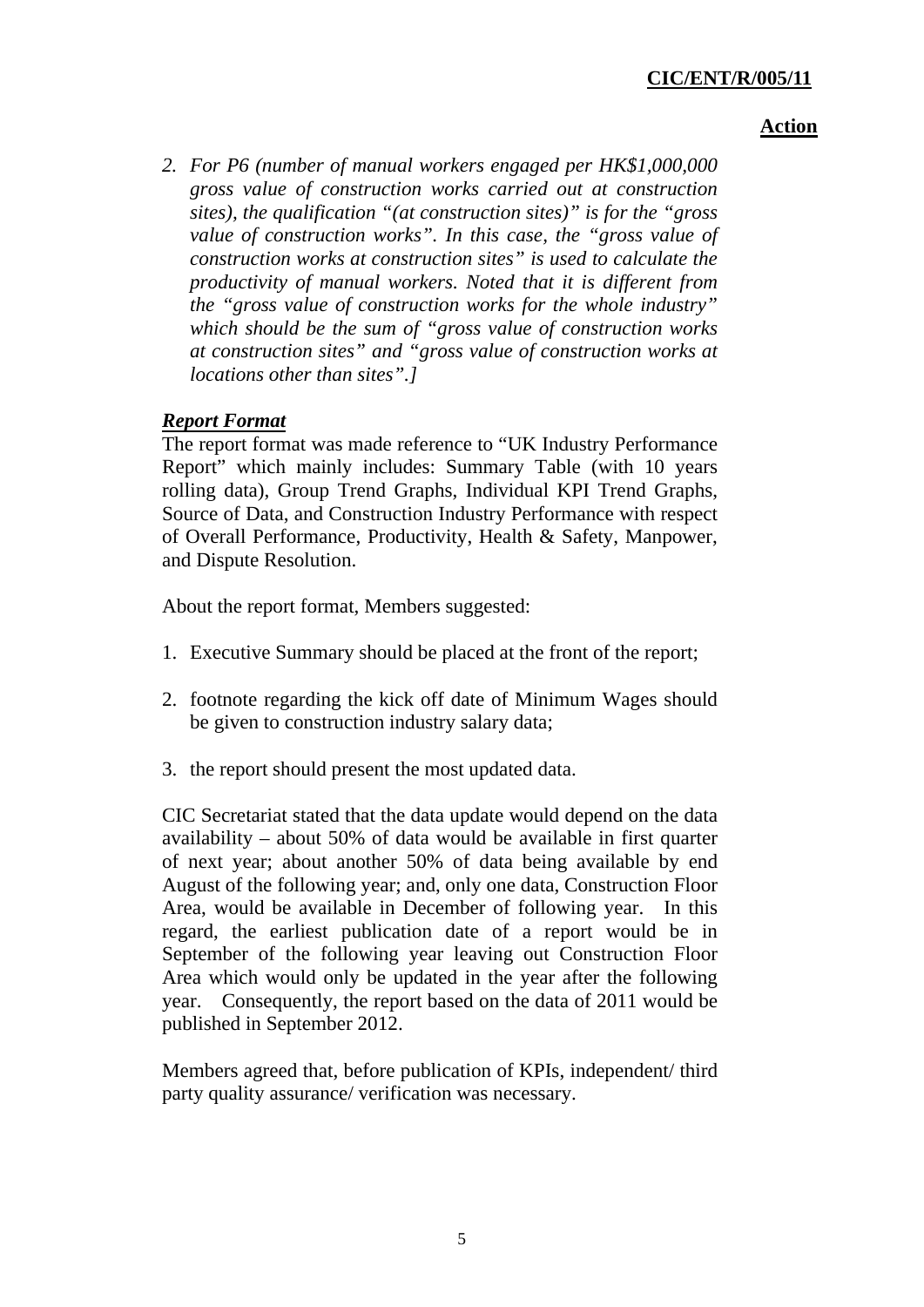**Action**

*2. For P6 (number of manual workers engaged per HK$1,000,000 gross value of construction works carried out at construction sites), the qualification "(at construction sites)" is for the "gross value of construction works". In this case, the "gross value of construction works at construction sites" is used to calculate the productivity of manual workers. Noted that it is different from the "gross value of construction works for the whole industry" which should be the sum of "gross value of construction works at construction sites" and "gross value of construction works at locations other than sites".]*

***Report Format***

The report format was made reference to "UK Industry Performance Report" which mainly includes: Summary Table (with 10 years rolling data), Group Trend Graphs, Individual KPI Trend Graphs, Source of Data, and Construction Industry Performance with respect of Overall Performance, Productivity, Health & Safety, Manpower, and Dispute Resolution.

About the report format, Members suggested:

1. Executive Summary should be placed at the front of the report;
2. footnote regarding the kick off date of Minimum Wages should be given to construction industry salary data;
3. the report should present the most updated data.

CIC Secretariat stated that the data update would depend on the data availability – about 50% of data would be available in first quarter of next year; about another 50% of data being available by end August of the following year; and, only one data, Construction Floor Area, would be available in December of following year. In this regard, the earliest publication date of a report would be in September of the following year leaving out Construction Floor Area which would only be updated in the year after the following year. Consequently, the report based on the data of 2011 would be published in September 2012.

Members agreed that, before publication of KPIs, independent/ third party quality assurance/ verification was necessary.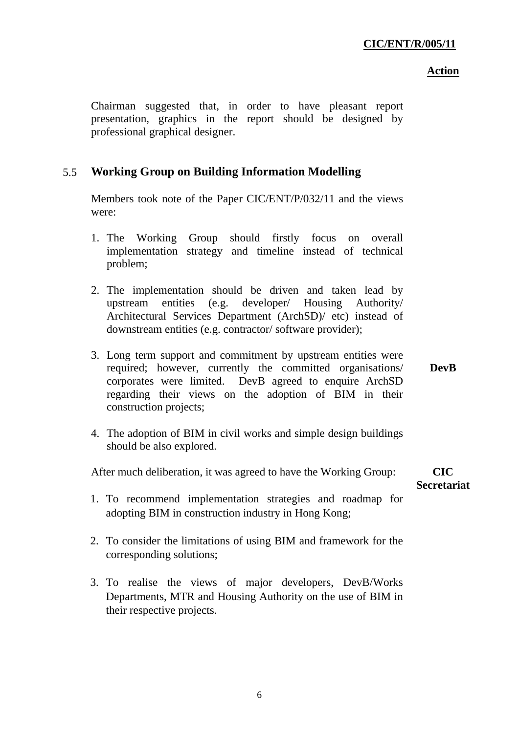**Action**

Chairman suggested that, in order to have pleasant report presentation, graphics in the report should be designed by professional graphical designer.

## 5.5 Working Group on Building Information Modelling

Members took note of the Paper CIC/ENT/P/032/11 and the views were:

1. The Working Group should firstly focus on overall implementation strategy and timeline instead of technical problem;

2. The implementation should be driven and taken lead by upstream entities (e.g. developer/ Housing Authority/ Architectural Services Department (ArchSD)/ etc) instead of downstream entities (e.g. contractor/ software provider);

3. Long term support and commitment by upstream entities were required; however, currently the committed organisations/ corporates were limited. DevB agreed to enquire ArchSD regarding their views on the adoption of BIM in their construction projects; **DevB**

4. The adoption of BIM in civil works and simple design buildings should be also explored.

After much deliberation, it was agreed to have the Working Group: **CIC Secretariat**

1. To recommend implementation strategies and roadmap for adopting BIM in construction industry in Hong Kong;

2. To consider the limitations of using BIM and framework for the corresponding solutions;

3. To realise the views of major developers, DevB/Works Departments, MTR and Housing Authority on the use of BIM in their respective projects.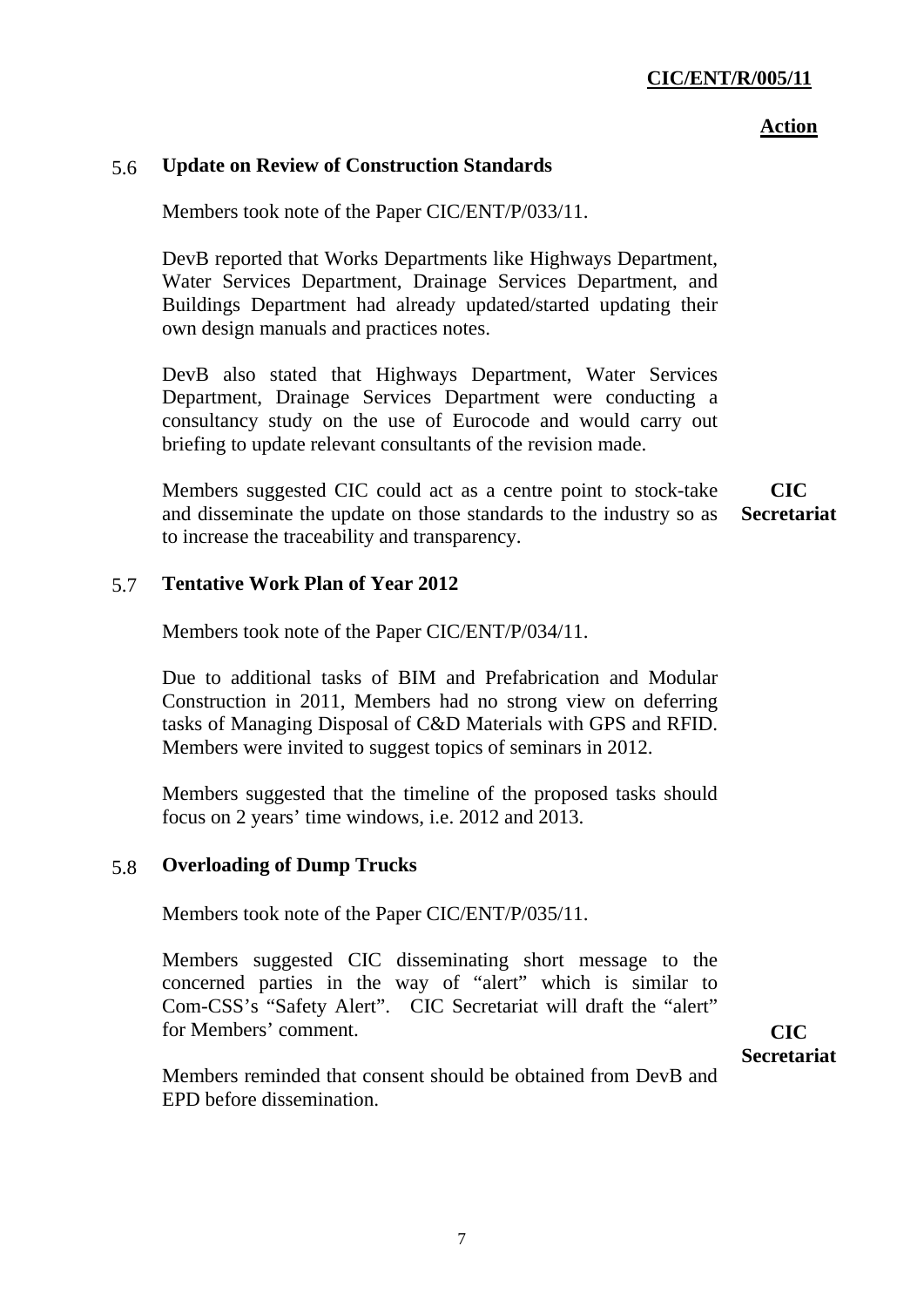**Action**

### 5.6 Update on Review of Construction Standards

Members took note of the Paper CIC/ENT/P/033/11.

DevB reported that Works Departments like Highways Department, Water Services Department, Drainage Services Department, and Buildings Department had already updated/started updating their own design manuals and practices notes.

DevB also stated that Highways Department, Water Services Department, Drainage Services Department were conducting a consultancy study on the use of Eurocode and would carry out briefing to update relevant consultants of the revision made.

Members suggested CIC could act as a centre point to stock-take and disseminate the update on those standards to the industry so as to increase the traceability and transparency. **CIC Secretariat**

### 5.7 Tentative Work Plan of Year 2012

Members took note of the Paper CIC/ENT/P/034/11.

Due to additional tasks of BIM and Prefabrication and Modular Construction in 2011, Members had no strong view on deferring tasks of Managing Disposal of C&D Materials with GPS and RFID. Members were invited to suggest topics of seminars in 2012.

Members suggested that the timeline of the proposed tasks should focus on 2 years' time windows, i.e. 2012 and 2013.

### 5.8 Overloading of Dump Trucks

Members took note of the Paper CIC/ENT/P/035/11.

Members suggested CIC disseminating short message to the concerned parties in the way of "alert" which is similar to Com-CSS's "Safety Alert". CIC Secretariat will draft the "alert" for Members' comment. **CIC Secretariat**

Members reminded that consent should be obtained from DevB and EPD before dissemination.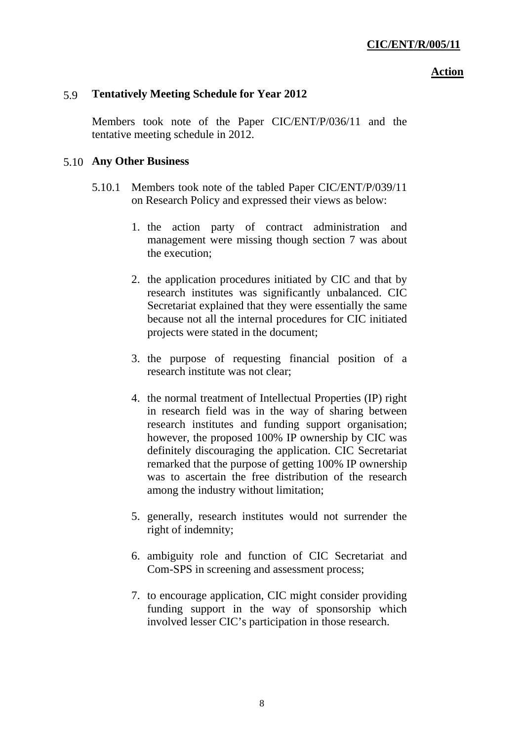**Action**

### 5.9 Tentatively Meeting Schedule for Year 2012

Members took note of the Paper CIC/ENT/P/036/11 and the tentative meeting schedule in 2012.

### 5.10 Any Other Business

5.10.1 Members took note of the tabled Paper CIC/ENT/P/039/11 on Research Policy and expressed their views as below:

1. the action party of contract administration and management were missing though section 7 was about the execution;
2. the application procedures initiated by CIC and that by research institutes was significantly unbalanced. CIC Secretariat explained that they were essentially the same because not all the internal procedures for CIC initiated projects were stated in the document;
3. the purpose of requesting financial position of a research institute was not clear;
4. the normal treatment of Intellectual Properties (IP) right in research field was in the way of sharing between research institutes and funding support organisation; however, the proposed 100% IP ownership by CIC was definitely discouraging the application. CIC Secretariat remarked that the purpose of getting 100% IP ownership was to ascertain the free distribution of the research among the industry without limitation;
5. generally, research institutes would not surrender the right of indemnity;
6. ambiguity role and function of CIC Secretariat and Com-SPS in screening and assessment process;
7. to encourage application, CIC might consider providing funding support in the way of sponsorship which involved lesser CIC's participation in those research.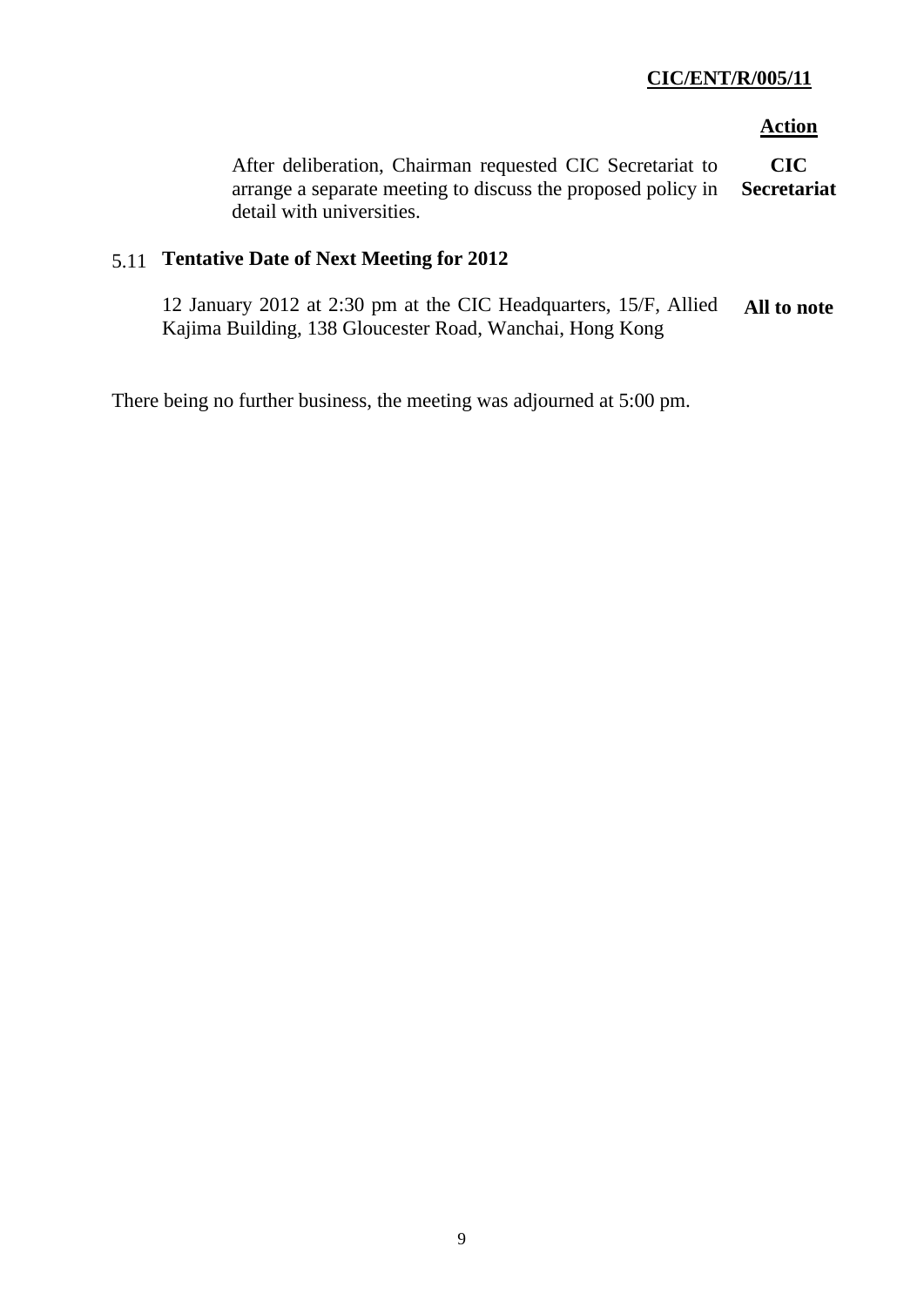**Action**

After deliberation, Chairman requested CIC Secretariat to arrange a separate meeting to discuss the proposed policy in detail with universities. **CIC Secretariat**

## 5.11 Tentative Date of Next Meeting for 2012

12 January 2012 at 2:30 pm at the CIC Headquarters, 15/F, Allied Kajima Building, 138 Gloucester Road, Wanchai, Hong Kong **All to note**

There being no further business, the meeting was adjourned at 5:00 pm.